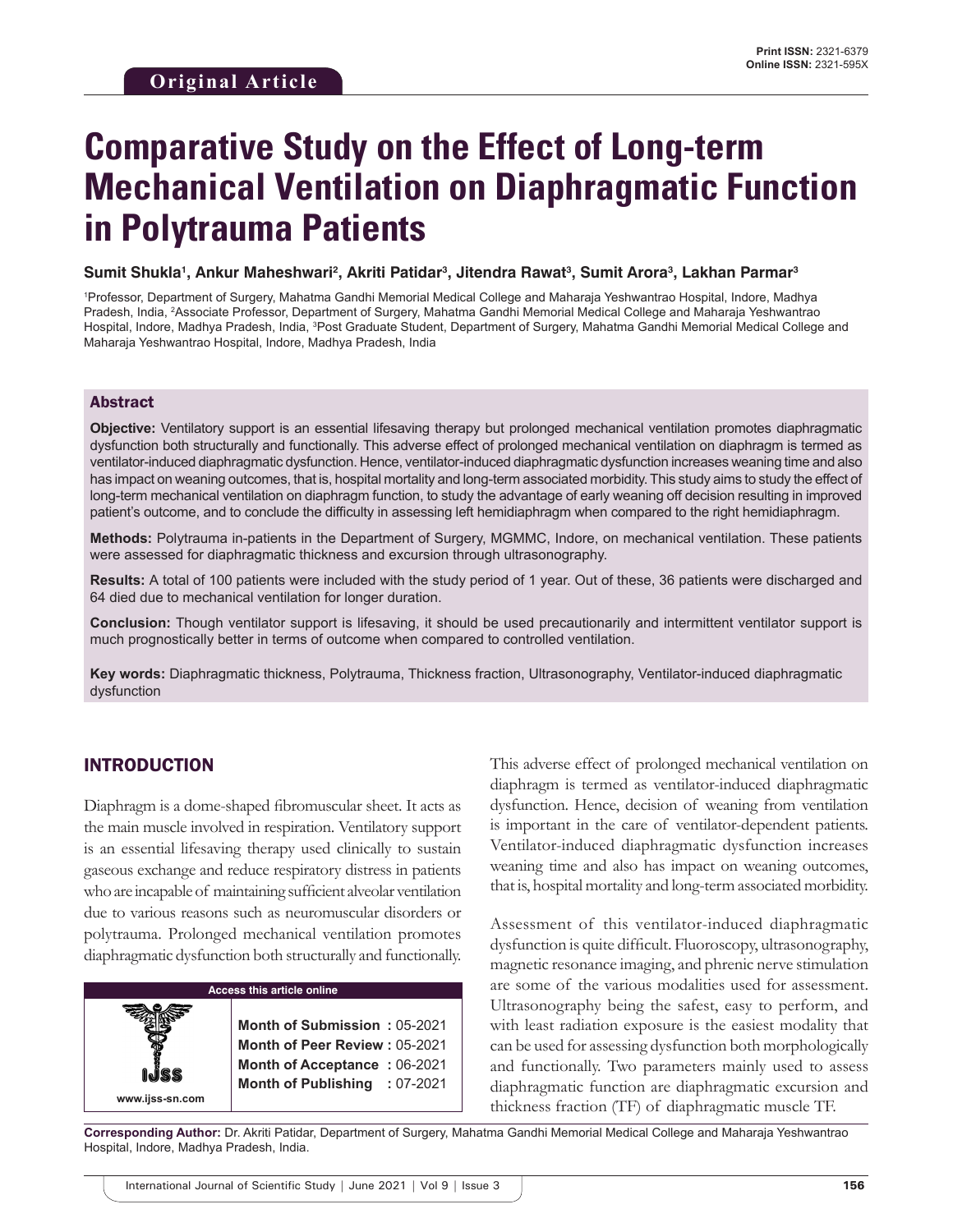**Original Article**

Print ISSN: 2321-6379
Online ISSN: 2321-595X

# Comparative Study on the Effect of Long-term Mechanical Ventilation on Diaphragmatic Function in Polytrauma Patients

**Sumit Shukla[1], Ankur Maheshwari[2], Akriti Patidar[3], Jitendra Rawat[3], Sumit Arora[3], Lakhan Parmar[3]**

[1]Professor, Department of Surgery, Mahatma Gandhi Memorial Medical College and Maharaja Yeshwantrao Hospital, Indore, Madhya Pradesh, India, [2]Associate Professor, Department of Surgery, Mahatma Gandhi Memorial Medical College and Maharaja Yeshwantrao Hospital, Indore, Madhya Pradesh, India, [3]Post Graduate Student, Department of Surgery, Mahatma Gandhi Memorial Medical College and Maharaja Yeshwantrao Hospital, Indore, Madhya Pradesh, India

## Abstract

**Objective:** Ventilatory support is an essential lifesaving therapy but prolonged mechanical ventilation promotes diaphragmatic dysfunction both structurally and functionally. This adverse effect of prolonged mechanical ventilation on diaphragm is termed as ventilator-induced diaphragmatic dysfunction. Hence, ventilator-induced diaphragmatic dysfunction increases weaning time and also has impact on weaning outcomes, that is, hospital mortality and long-term associated morbidity. This study aims to study the effect of long-term mechanical ventilation on diaphragm function, to study the advantage of early weaning off decision resulting in improved patient's outcome, and to conclude the difficulty in assessing left hemidiaphragm when compared to the right hemidiaphragm.

**Methods:** Polytrauma in-patients in the Department of Surgery, MGMMC, Indore, on mechanical ventilation. These patients were assessed for diaphragmatic thickness and excursion through ultrasonography.

**Results:** A total of 100 patients were included with the study period of 1 year. Out of these, 36 patients were discharged and 64 died due to mechanical ventilation for longer duration.

**Conclusion:** Though ventilator support is lifesaving, it should be used precautionarily and intermittent ventilator support is much prognostically better in terms of outcome when compared to controlled ventilation.

**Key words:** Diaphragmatic thickness, Polytrauma, Thickness fraction, Ultrasonography, Ventilator-induced diaphragmatic dysfunction

## INTRODUCTION

Diaphragm is a dome-shaped fibromuscular sheet. It acts as the main muscle involved in respiration. Ventilatory support is an essential lifesaving therapy used clinically to sustain gaseous exchange and reduce respiratory distress in patients who are incapable of maintaining sufficient alveolar ventilation due to various reasons such as neuromuscular disorders or polytrauma. Prolonged mechanical ventilation promotes diaphragmatic dysfunction both structurally and functionally. This adverse effect of prolonged mechanical ventilation on diaphragm is termed as ventilator-induced diaphragmatic dysfunction. Hence, decision of weaning from ventilation is important in the care of ventilator-dependent patients. Ventilator-induced diaphragmatic dysfunction increases weaning time and also has impact on weaning outcomes, that is, hospital mortality and long-term associated morbidity.

Assessment of this ventilator-induced diaphragmatic dysfunction is quite difficult. Fluoroscopy, ultrasonography, magnetic resonance imaging, and phrenic nerve stimulation are some of the various modalities used for assessment. Ultrasonography being the safest, easy to perform, and with least radiation exposure is the easiest modality that can be used for assessing dysfunction both morphologically and functionally. Two parameters mainly used to assess diaphragmatic function are diaphragmatic excursion and thickness fraction (TF) of diaphragmatic muscle TF.

**Access this article online**

www.ijss-sn.com

**Month of Submission :** 05-2021
**Month of Peer Review :** 05-2021
**Month of Acceptance :** 06-2021
**Month of Publishing :** 07-2021

**Corresponding Author:** Dr. Akriti Patidar, Department of Surgery, Mahatma Gandhi Memorial Medical College and Maharaja Yeshwantrao Hospital, Indore, Madhya Pradesh, India.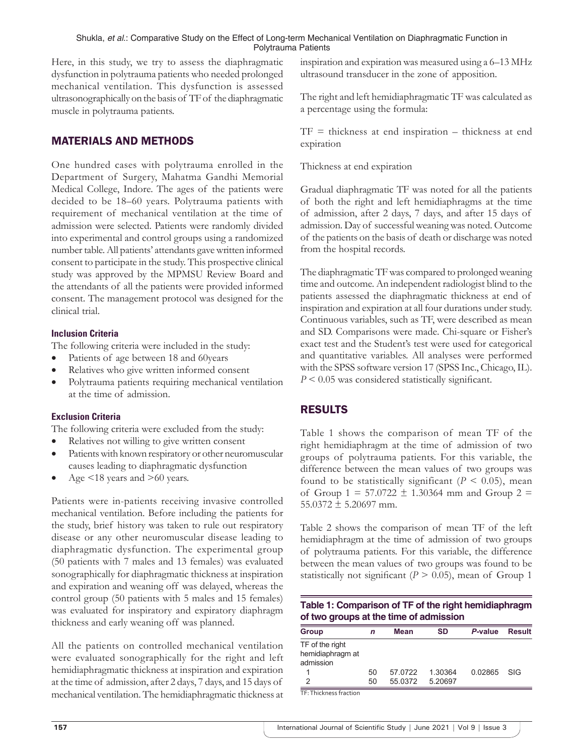Here, in this study, we try to assess the diaphragmatic dysfunction in polytrauma patients who needed prolonged mechanical ventilation. This dysfunction is assessed ultrasonographically on the basis of TF of the diaphragmatic muscle in polytrauma patients.

## MATERIALS AND METHODS

One hundred cases with polytrauma enrolled in the Department of Surgery, Mahatma Gandhi Memorial Medical College, Indore. The ages of the patients were decided to be 18–60 years. Polytrauma patients with requirement of mechanical ventilation at the time of admission were selected. Patients were randomly divided into experimental and control groups using a randomized number table. All patients' attendants gave written informed consent to participate in the study. This prospective clinical study was approved by the MPMSU Review Board and the attendants of all the patients were provided informed consent. The management protocol was designed for the clinical trial.

### Inclusion Criteria

The following criteria were included in the study:

- Patients of age between 18 and 60years
- Relatives who give written informed consent
- Polytrauma patients requiring mechanical ventilation at the time of admission.

### Exclusion Criteria

The following criteria were excluded from the study:

- Relatives not willing to give written consent
- Patients with known respiratory or other neuromuscular causes leading to diaphragmatic dysfunction
- Age <18 years and >60 years.

Patients were in-patients receiving invasive controlled mechanical ventilation. Before including the patients for the study, brief history was taken to rule out respiratory disease or any other neuromuscular disease leading to diaphragmatic dysfunction. The experimental group (50 patients with 7 males and 13 females) was evaluated sonographically for diaphragmatic thickness at inspiration and expiration and weaning off was delayed, whereas the control group (50 patients with 5 males and 15 females) was evaluated for inspiratory and expiratory diaphragm thickness and early weaning off was planned.

All the patients on controlled mechanical ventilation were evaluated sonographically for the right and left hemidiaphragmatic thickness at inspiration and expiration at the time of admission, after 2 days, 7 days, and 15 days of mechanical ventilation. The hemidiaphragmatic thickness at inspiration and expiration was measured using a 6–13 MHz ultrasound transducer in the zone of apposition.

The right and left hemidiaphragmatic TF was calculated as a percentage using the formula:

TF = thickness at end inspiration – thickness at end expiration

Thickness at end expiration

Gradual diaphragmatic TF was noted for all the patients of both the right and left hemidiaphragms at the time of admission, after 2 days, 7 days, and after 15 days of admission. Day of successful weaning was noted. Outcome of the patients on the basis of death or discharge was noted from the hospital records.

The diaphragmatic TF was compared to prolonged weaning time and outcome. An independent radiologist blind to the patients assessed the diaphragmatic thickness at end of inspiration and expiration at all four durations under study. Continuous variables, such as TF, were described as mean and SD. Comparisons were made. Chi-square or Fisher's exact test and the Student's test were used for categorical and quantitative variables. All analyses were performed with the SPSS software version 17 (SPSS Inc., Chicago, IL). $P < 0.05$ was considered statistically significant.

## RESULTS

Table 1 shows the comparison of mean TF of the right hemidiaphragm at the time of admission of two groups of polytrauma patients. For this variable, the difference between the mean values of two groups was found to be statistically significant ($P < 0.05$), mean of Group 1 = 57.0722 ± 1.30364 mm and Group 2 = 55.0372 ± 5.20697 mm.

Table 2 shows the comparison of mean TF of the left hemidiaphragm at the time of admission of two groups of polytrauma patients. For this variable, the difference between the mean values of two groups was found to be statistically not significant ($P > 0.05$), mean of Group 1

**Table 1: Comparison of TF of the right hemidiaphragm of two groups at the time of admission**

| Group | n | Mean | SD | P-value | Result |
|---|---|---|---|---|---|
| TF of the right hemidiaphragm at admission | | | | | |
| 1 | 50 | 57.0722 | 1.30364 | 0.02865 | SIG |
| 2 | 50 | 55.0372 | 5.20697 | | |

TF: Thickness fraction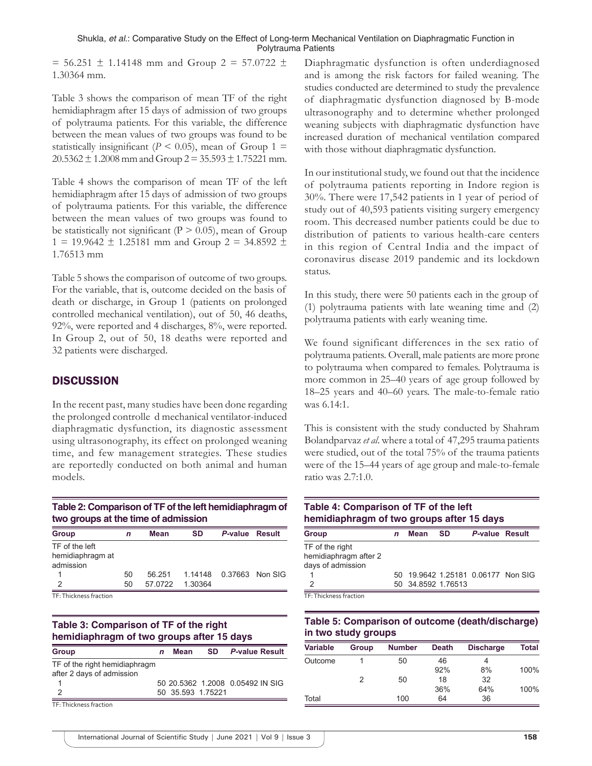= 56.251 ± 1.14148 mm and Group 2 = 57.0722 ± 1.30364 mm.

Table 3 shows the comparison of mean TF of the right hemidiaphragm after 15 days of admission of two groups of polytrauma patients. For this variable, the difference between the mean values of two groups was found to be statistically insignificant ($P < 0.05$), mean of Group 1 = 20.5362 ± 1.2008 mm and Group 2 = 35.593 ± 1.75221 mm.

Table 4 shows the comparison of mean TF of the left hemidiaphragm after 15 days of admission of two groups of polytrauma patients. For this variable, the difference between the mean values of two groups was found to be statistically not significant ($P > 0.05$), mean of Group 1 = 19.9642 ± 1.25181 mm and Group 2 = 34.8592 ± 1.76513 mm

Table 5 shows the comparison of outcome of two groups. For the variable, that is, outcome decided on the basis of death or discharge, in Group 1 (patients on prolonged controlled mechanical ventilation), out of 50, 46 deaths, 92%, were reported and 4 discharges, 8%, were reported. In Group 2, out of 50, 18 deaths were reported and 32 patients were discharged.

## DISCUSSION

In the recent past, many studies have been done regarding the prolonged controlle d mechanical ventilator-induced diaphragmatic dysfunction, its diagnostic assessment using ultrasonography, its effect on prolonged weaning time, and few management strategies. These studies are reportedly conducted on both animal and human models.

**Table 2: Comparison of TF of the left hemidiaphragm of two groups at the time of admission**

| Group | n | Mean | SD | P-value | Result |
|---|---|---|---|---|---|
| TF of the left hemidiaphragm at admission | | | | | |
| 1 | 50 | 56.251 | 1.14148 | 0.37663 | Non SIG |
| 2 | 50 | 57.0722 | 1.30364 | | |

TF: Thickness fraction

**Table 3: Comparison of TF of the right hemidiaphragm of two groups after 15 days**

| Group | n | Mean | SD | P-value | Result |
|---|---|---|---|---|---|
| TF of the right hemidiaphragm after 2 days of admission | | | | | |
| 1 | 50 | 20.5362 | 1.2008 | 0.05492 | IN SIG |
| 2 | 50 | 35.593 | 1.75221 | | |

TF: Thickness fraction

Diaphragmatic dysfunction is often underdiagnosed and is among the risk factors for failed weaning. The studies conducted are determined to study the prevalence of diaphragmatic dysfunction diagnosed by B-mode ultrasonography and to determine whether prolonged weaning subjects with diaphragmatic dysfunction have increased duration of mechanical ventilation compared with those without diaphragmatic dysfunction.

In our institutional study, we found out that the incidence of polytrauma patients reporting in Indore region is 30%. There were 17,542 patients in 1 year of period of study out of 40,593 patients visiting surgery emergency room. This decreased number patients could be due to distribution of patients to various health-care centers in this region of Central India and the impact of coronavirus disease 2019 pandemic and its lockdown status.

In this study, there were 50 patients each in the group of (1) polytrauma patients with late weaning time and (2) polytrauma patients with early weaning time.

We found significant differences in the sex ratio of polytrauma patients. Overall, male patients are more prone to polytrauma when compared to females. Polytrauma is more common in 25–40 years of age group followed by 18–25 years and 40–60 years. The male-to-female ratio was 6.14:1.

This is consistent with the study conducted by Shahram Bolandparvaz *et al*. where a total of 47,295 trauma patients were studied, out of the total 75% of the trauma patients were of the 15–44 years of age group and male-to-female ratio was 2.7:1.0.

**Table 4: Comparison of TF of the left hemidiaphragm of two groups after 15 days**

| Group | n | Mean | SD | P-value | Result |
|---|---|---|---|---|---|
| TF of the right hemidiaphragm after 2 days of admission | | | | | |
| 1 | 50 | 19.9642 | 1.25181 | 0.06177 | Non SIG |
| 2 | 50 | 34.8592 | 1.76513 | | |

TF: Thickness fraction

**Table 5: Comparison of outcome (death/discharge) in two study groups**

| Variable | Group | Number | Death | Discharge | Total |
|---|---|---|---|---|---|
| Outcome | 1 | 50 | 46 | 4 | |
| | | | 92% | 8% | 100% |
| | 2 | 50 | 18 | 32 | |
| | | | 36% | 64% | 100% |
| Total | | 100 | 64 | 36 | |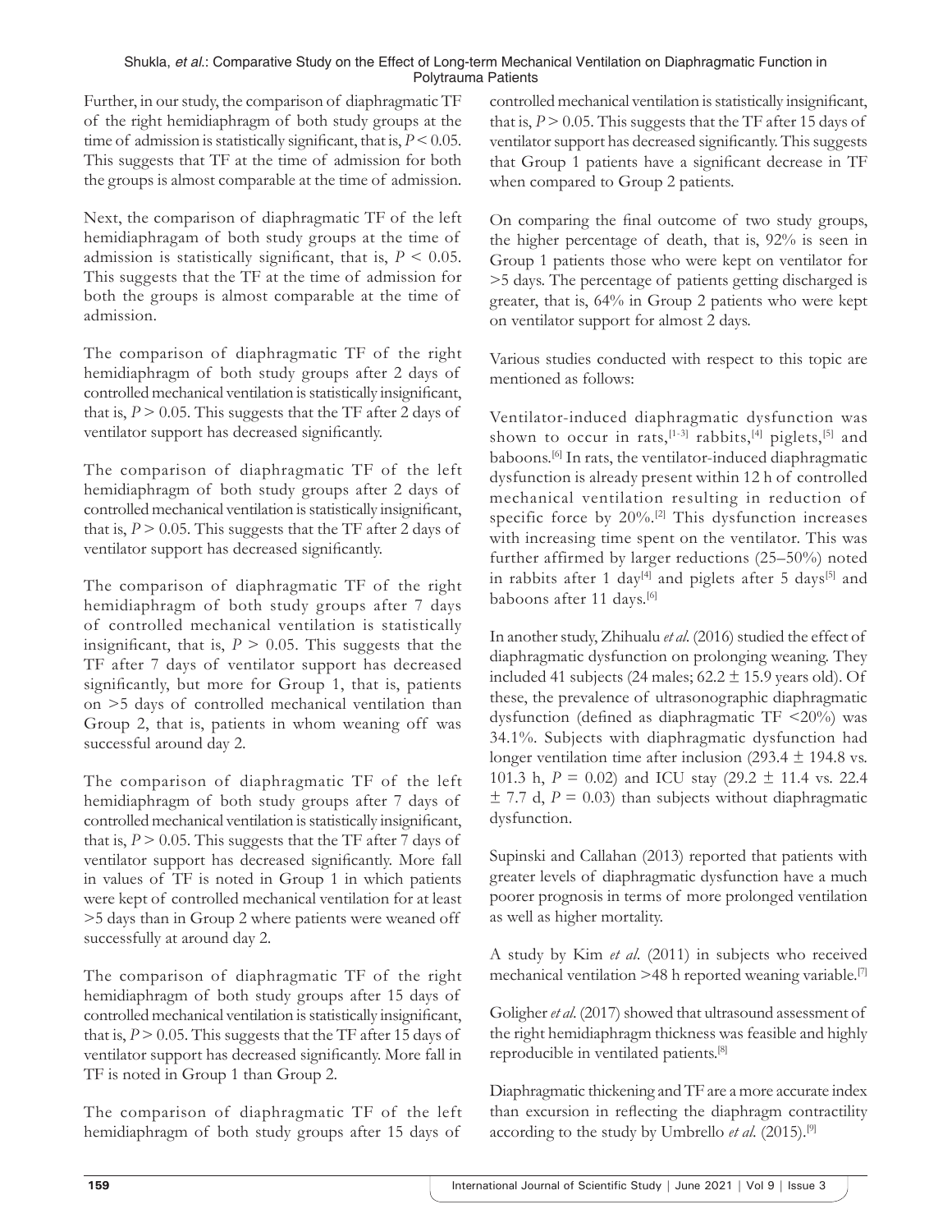Further, in our study, the comparison of diaphragmatic TF of the right hemidiaphragm of both study groups at the time of admission is statistically significant, that is, $P < 0.05$. This suggests that TF at the time of admission for both the groups is almost comparable at the time of admission.

Next, the comparison of diaphragmatic TF of the left hemidiaphragam of both study groups at the time of admission is statistically significant, that is, $P < 0.05$. This suggests that the TF at the time of admission for both the groups is almost comparable at the time of admission.

The comparison of diaphragmatic TF of the right hemidiaphragm of both study groups after 2 days of controlled mechanical ventilation is statistically insignificant, that is, $P > 0.05$. This suggests that the TF after 2 days of ventilator support has decreased significantly.

The comparison of diaphragmatic TF of the left hemidiaphragm of both study groups after 2 days of controlled mechanical ventilation is statistically insignificant, that is, $P > 0.05$. This suggests that the TF after 2 days of ventilator support has decreased significantly.

The comparison of diaphragmatic TF of the right hemidiaphragm of both study groups after 7 days of controlled mechanical ventilation is statistically insignificant, that is, $P > 0.05$. This suggests that the TF after 7 days of ventilator support has decreased significantly, but more for Group 1, that is, patients on >5 days of controlled mechanical ventilation than Group 2, that is, patients in whom weaning off was successful around day 2.

The comparison of diaphragmatic TF of the left hemidiaphragm of both study groups after 7 days of controlled mechanical ventilation is statistically insignificant, that is, $P > 0.05$. This suggests that the TF after 7 days of ventilator support has decreased significantly. More fall in values of TF is noted in Group 1 in which patients were kept of controlled mechanical ventilation for at least >5 days than in Group 2 where patients were weaned off successfully at around day 2.

The comparison of diaphragmatic TF of the right hemidiaphragm of both study groups after 15 days of controlled mechanical ventilation is statistically insignificant, that is, $P > 0.05$. This suggests that the TF after 15 days of ventilator support has decreased significantly. More fall in TF is noted in Group 1 than Group 2.

The comparison of diaphragmatic TF of the left hemidiaphragm of both study groups after 15 days of controlled mechanical ventilation is statistically insignificant, that is, $P > 0.05$. This suggests that the TF after 15 days of ventilator support has decreased significantly. This suggests that Group 1 patients have a significant decrease in TF when compared to Group 2 patients.

On comparing the final outcome of two study groups, the higher percentage of death, that is, 92% is seen in Group 1 patients those who were kept on ventilator for >5 days. The percentage of patients getting discharged is greater, that is, 64% in Group 2 patients who were kept on ventilator support for almost 2 days.

Various studies conducted with respect to this topic are mentioned as follows:

Ventilator-induced diaphragmatic dysfunction was shown to occur in rats,[1-3] rabbits,[4] piglets,[5] and baboons.[6] In rats, the ventilator-induced diaphragmatic dysfunction is already present within 12 h of controlled mechanical ventilation resulting in reduction of specific force by 20%.[2] This dysfunction increases with increasing time spent on the ventilator. This was further affirmed by larger reductions (25–50%) noted in rabbits after 1 day[4] and piglets after 5 days[5] and baboons after 11 days.[6]

In another study, Zhihualu *et al*. (2016) studied the effect of diaphragmatic dysfunction on prolonging weaning. They included 41 subjects (24 males; $62.2 \pm 15.9$ years old). Of these, the prevalence of ultrasonographic diaphragmatic dysfunction (defined as diaphragmatic TF <20%) was 34.1%. Subjects with diaphragmatic dysfunction had longer ventilation time after inclusion ($293.4 \pm 194.8$ vs. 101.3 h, $P = 0.02$) and ICU stay ($29.2 \pm 11.4$ vs. $22.4 \pm 7.7$ d, $P = 0.03$) than subjects without diaphragmatic dysfunction.

Supinski and Callahan (2013) reported that patients with greater levels of diaphragmatic dysfunction have a much poorer prognosis in terms of more prolonged ventilation as well as higher mortality.

A study by Kim *et al*. (2011) in subjects who received mechanical ventilation >48 h reported weaning variable.[7]

Goligher *et al*. (2017) showed that ultrasound assessment of the right hemidiaphragm thickness was feasible and highly reproducible in ventilated patients.[8]

Diaphragmatic thickening and TF are a more accurate index than excursion in reflecting the diaphragm contractility according to the study by Umbrello *et al*. (2015).[9]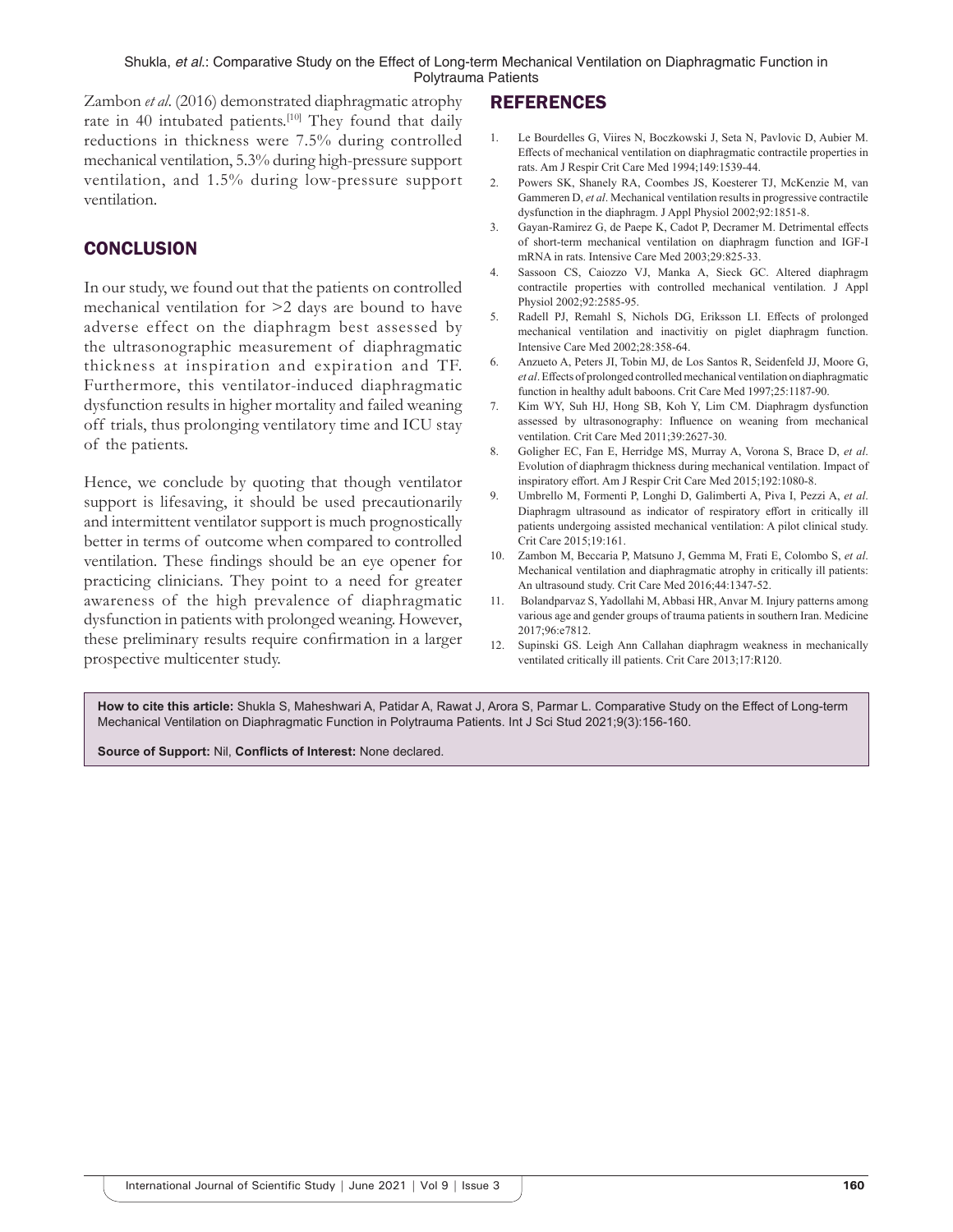Zambon *et al*. (2016) demonstrated diaphragmatic atrophy rate in 40 intubated patients.[10] They found that daily reductions in thickness were 7.5% during controlled mechanical ventilation, 5.3% during high-pressure support ventilation, and 1.5% during low-pressure support ventilation.

## CONCLUSION

In our study, we found out that the patients on controlled mechanical ventilation for >2 days are bound to have adverse effect on the diaphragm best assessed by the ultrasonographic measurement of diaphragmatic thickness at inspiration and expiration and TF. Furthermore, this ventilator-induced diaphragmatic dysfunction results in higher mortality and failed weaning off trials, thus prolonging ventilatory time and ICU stay of the patients.

Hence, we conclude by quoting that though ventilator support is lifesaving, it should be used precautionarily and intermittent ventilator support is much prognostically better in terms of outcome when compared to controlled ventilation. These findings should be an eye opener for practicing clinicians. They point to a need for greater awareness of the high prevalence of diaphragmatic dysfunction in patients with prolonged weaning. However, these preliminary results require confirmation in a larger prospective multicenter study.

## REFERENCES

1. Le Bourdelles G, Viires N, Boczkowski J, Seta N, Pavlovic D, Aubier M. Effects of mechanical ventilation on diaphragmatic contractile properties in rats. Am J Respir Crit Care Med 1994;149:1539-44.
2. Powers SK, Shanely RA, Coombes JS, Koesterer TJ, McKenzie M, van Gammeren D, *et al*. Mechanical ventilation results in progressive contractile dysfunction in the diaphragm. J Appl Physiol 2002;92:1851-8.
3. Gayan-Ramirez G, de Paepe K, Cadot P, Decramer M. Detrimental effects of short-term mechanical ventilation on diaphragm function and IGF-I mRNA in rats. Intensive Care Med 2003;29:825-33.
4. Sassoon CS, Caiozzo VJ, Manka A, Sieck GC. Altered diaphragm contractile properties with controlled mechanical ventilation. J Appl Physiol 2002;92:2585-95.
5. Radell PJ, Remahl S, Nichols DG, Eriksson LI. Effects of prolonged mechanical ventilation and inactivitiy on piglet diaphragm function. Intensive Care Med 2002;28:358-64.
6. Anzueto A, Peters JI, Tobin MJ, de Los Santos R, Seidenfeld JJ, Moore G, *et al*. Effects of prolonged controlled mechanical ventilation on diaphragmatic function in healthy adult baboons. Crit Care Med 1997;25:1187-90.
7. Kim WY, Suh HJ, Hong SB, Koh Y, Lim CM. Diaphragm dysfunction assessed by ultrasonography: Influence on weaning from mechanical ventilation. Crit Care Med 2011;39:2627-30.
8. Goligher EC, Fan E, Herridge MS, Murray A, Vorona S, Brace D, *et al*. Evolution of diaphragm thickness during mechanical ventilation. Impact of inspiratory effort. Am J Respir Crit Care Med 2015;192:1080-8.
9. Umbrello M, Formenti P, Longhi D, Galimberti A, Piva I, Pezzi A, *et al*. Diaphragm ultrasound as indicator of respiratory effort in critically ill patients undergoing assisted mechanical ventilation: A pilot clinical study. Crit Care 2015;19:161.
10. Zambon M, Beccaria P, Matsuno J, Gemma M, Frati E, Colombo S, *et al*. Mechanical ventilation and diaphragmatic atrophy in critically ill patients: An ultrasound study. Crit Care Med 2016;44:1347-52.
11. Bolandparvaz S, Yadollahi M, Abbasi HR, Anvar M. Injury patterns among various age and gender groups of trauma patients in southern Iran. Medicine 2017;96:e7812.
12. Supinski GS. Leigh Ann Callahan diaphragm weakness in mechanically ventilated critically ill patients. Crit Care 2013;17:R120.

**How to cite this article:** Shukla S, Maheshwari A, Patidar A, Rawat J, Arora S, Parmar L. Comparative Study on the Effect of Long-term Mechanical Ventilation on Diaphragmatic Function in Polytrauma Patients. Int J Sci Stud 2021;9(3):156-160.

**Source of Support:** Nil, **Conflicts of Interest:** None declared.